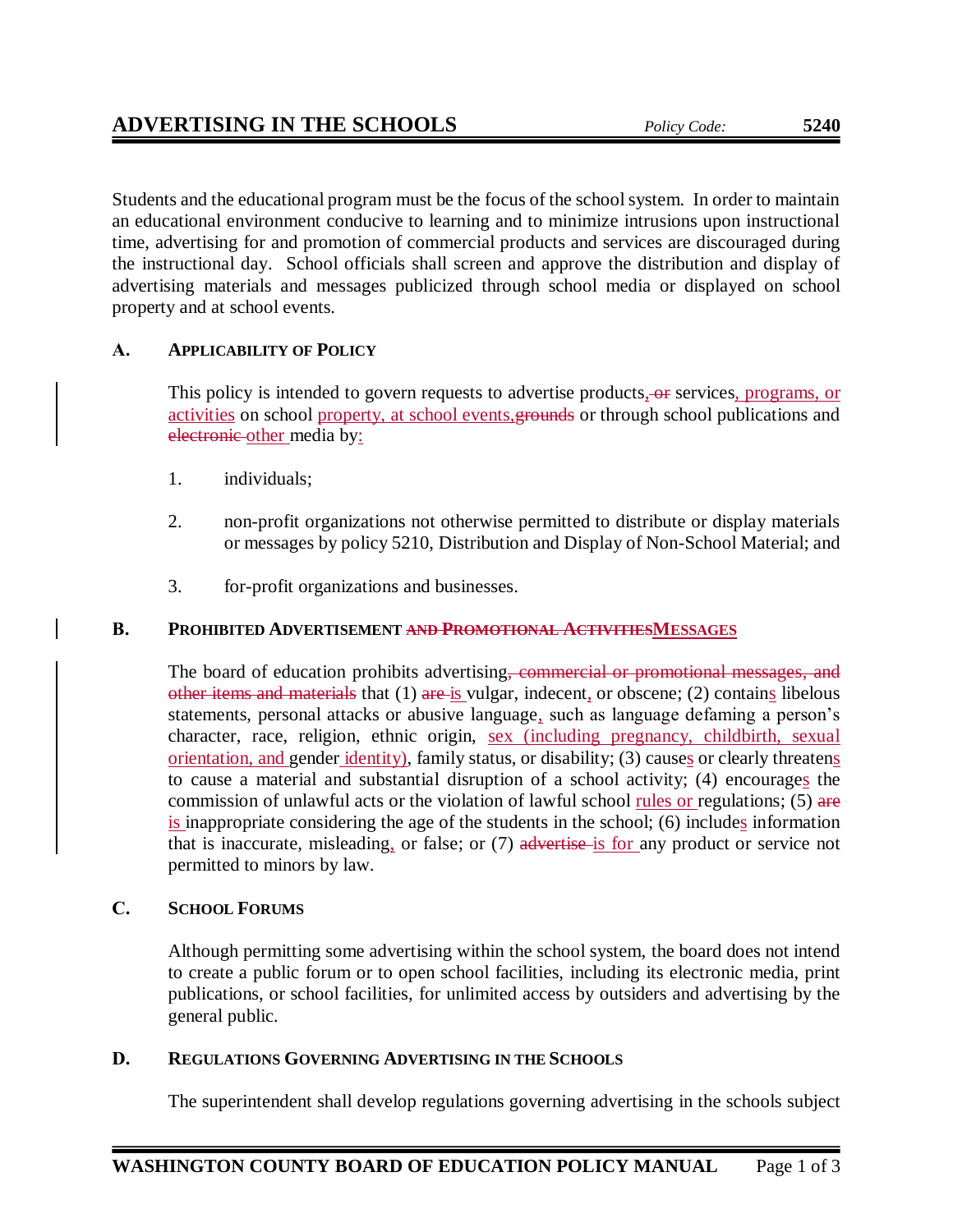# ADVERTISING IN THE SCHOOLS

*Policy Code:* **5240**

Students and the educational program must be the focus of the school system. In order to maintain an educational environment conducive to learning and to minimize intrusions upon instructional time, advertising for and promotion of commercial products and services are discouraged during the instructional day. School officials shall screen and approve the distribution and display of advertising materials and messages publicized through school media or displayed on school property and at school events.

## A. Applicability of Policy

This policy is intended to govern requests to advertise products~~, or~~ services<u>, programs, or activities</u> on school <u>property, at school events,</u>~~grounds~~ or through school publications and ~~electronic~~ <u>other</u> media by<u>:</u>

1. individuals;

2. non-profit organizations not otherwise permitted to distribute or display materials or messages by policy 5210, Distribution and Display of Non-School Material; and

3. for-profit organizations and businesses.

## B. Prohibited Advertisement ~~and Promotional Activities~~<u>Messages</u>

The board of education prohibits advertising~~, commercial or promotional messages, and other items and materials~~ that (1) ~~are~~ <u>is</u> vulgar, indecent<u>,</u> or obscene; (2) contain<u>s</u> libelous statements, personal attacks or abusive language<u>,</u> such as language defaming a person's character, race, religion, ethnic origin, <u>sex (including pregnancy, childbirth, sexual orientation, and</u> gender <u>identity)</u>, family status, or disability; (3) cause<u>s</u> or clearly threaten<u>s</u> to cause a material and substantial disruption of a school activity; (4) encourage<u>s</u> the commission of unlawful acts or the violation of lawful school <u>rules or</u> regulations; (5) ~~are~~ <u>is</u> inappropriate considering the age of the students in the school; (6) include<u>s</u> information that is inaccurate, misleading<u>,</u> or false; or (7) ~~advertise~~ <u>is for</u> any product or service not permitted to minors by law.

## C. School Forums

Although permitting some advertising within the school system, the board does not intend to create a public forum or to open school facilities, including its electronic media, print publications, or school facilities, for unlimited access by outsiders and advertising by the general public.

## D. Regulations Governing Advertising in the Schools

The superintendent shall develop regulations governing advertising in the schools subject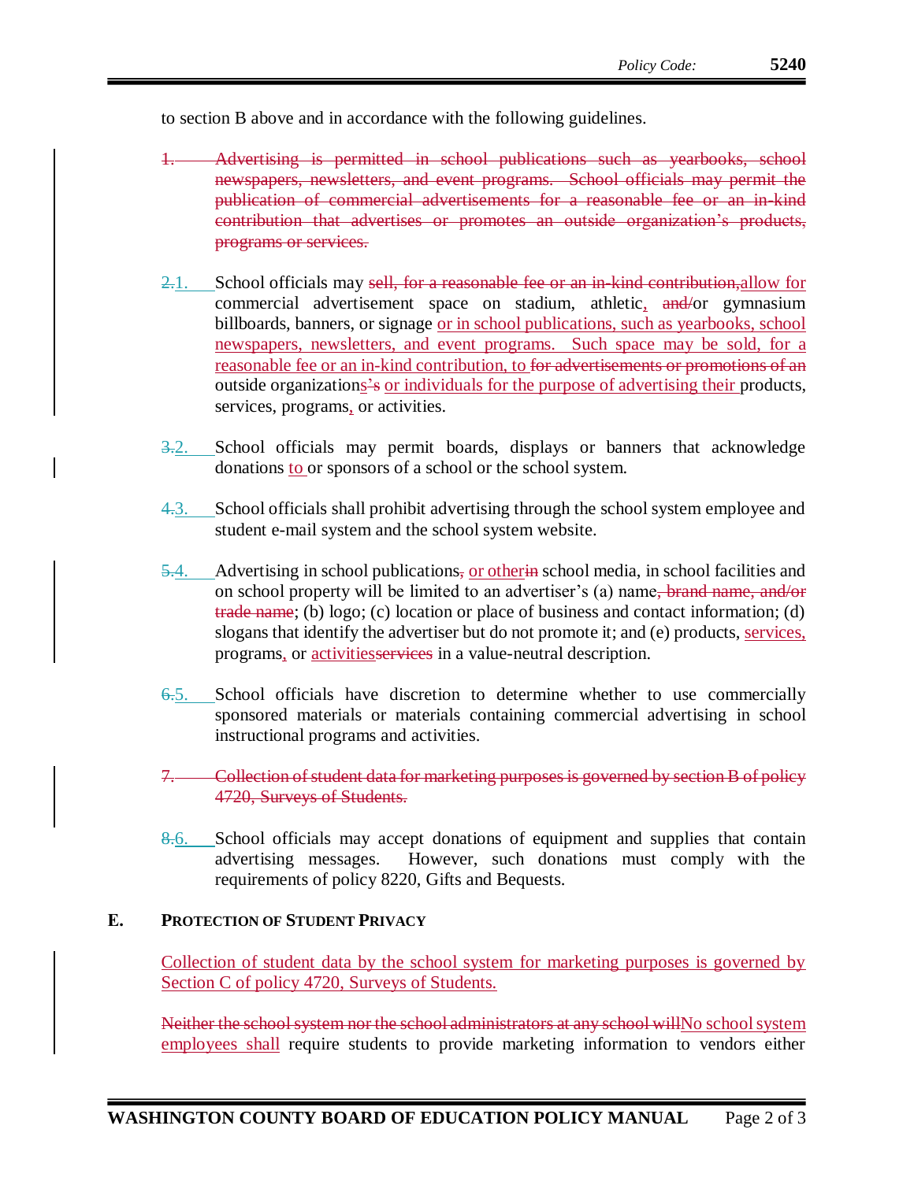to section B above and in accordance with the following guidelines.

~~1. Advertising is permitted in school publications such as yearbooks, school newspapers, newsletters, and event programs. School officials may permit the publication of commercial advertisements for a reasonable fee or an in-kind contribution that advertises or promotes an outside organization's products, programs or services.~~

~~2.~~1. School officials may ~~sell, for a reasonable fee or an in-kind contribution,~~allow for commercial advertisement space on stadium, athletic, ~~and~~/or gymnasium billboards, banners, or signage or in school publications, such as yearbooks, school newspapers, newsletters, and event programs. Such space may be sold, for a reasonable fee or an in-kind contribution, to ~~for advertisements or promotions of an~~ outside organizations~~'s~~ or individuals for the purpose of advertising their products, services, programs, or activities.

~~3.~~2. School officials may permit boards, displays or banners that acknowledge donations to or sponsors of a school or the school system.

~~4.~~3. School officials shall prohibit advertising through the school system employee and student e-mail system and the school system website.

~~5.~~4. Advertising in school publications~~,~~ or other~~in~~ school media, in school facilities and on school property will be limited to an advertiser's (a) name~~, brand name, and/or trade name~~; (b) logo; (c) location or place of business and contact information; (d) slogans that identify the advertiser but do not promote it; and (e) products, services, programs, or activities~~services~~ in a value-neutral description.

~~6.~~5. School officials have discretion to determine whether to use commercially sponsored materials or materials containing commercial advertising in school instructional programs and activities.

~~7. Collection of student data for marketing purposes is governed by section B of policy 4720, Surveys of Students.~~

~~8.~~6. School officials may accept donations of equipment and supplies that contain advertising messages. However, such donations must comply with the requirements of policy 8220, Gifts and Bequests.

## E. Protection of Student Privacy

Collection of student data by the school system for marketing purposes is governed by Section C of policy 4720, Surveys of Students.

~~Neither the school system nor the school administrators at any school will~~No school system employees shall require students to provide marketing information to vendors either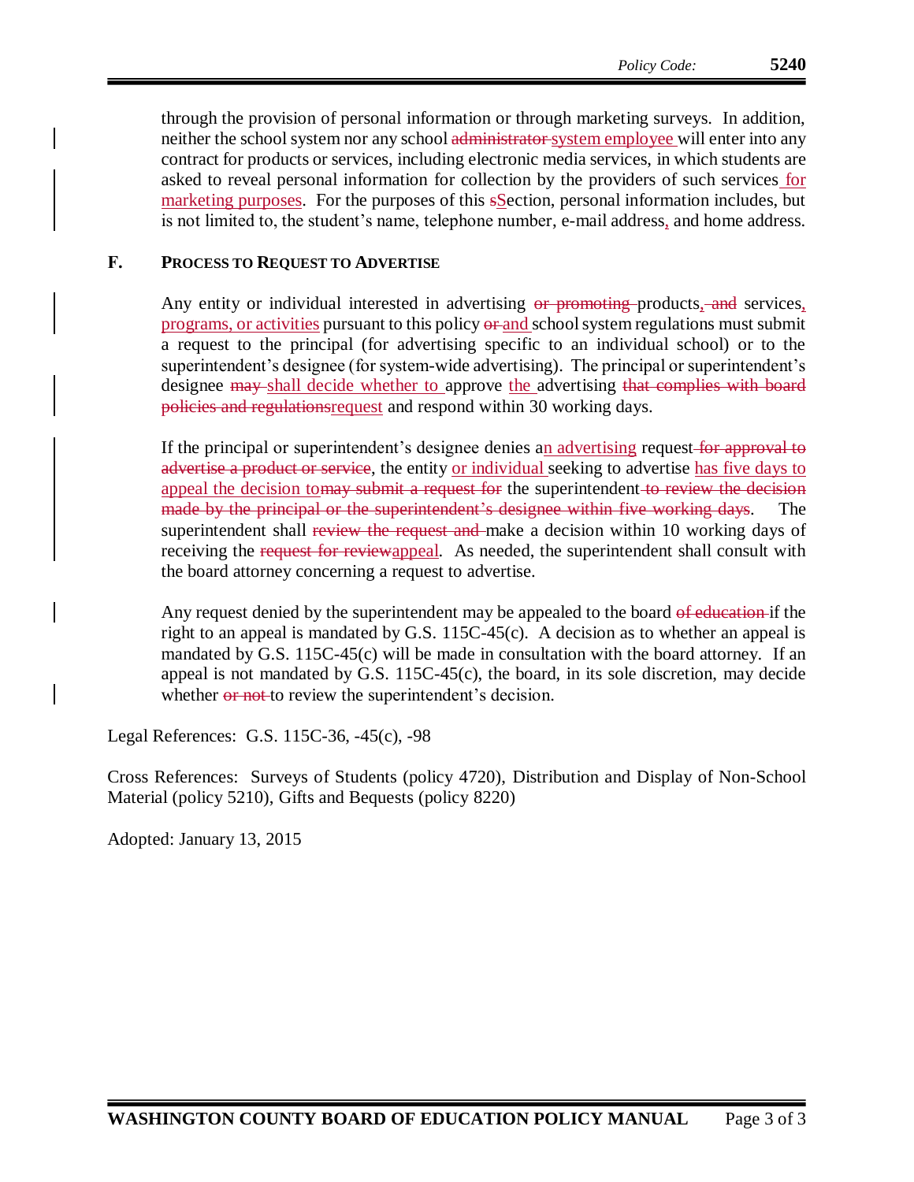through the provision of personal information or through marketing surveys. In addition, neither the school system nor any school ~~administrator~~ <u>system employee</u> will enter into any contract for products or services, including electronic media services, in which students are asked to reveal personal information for collection by the providers of such services <u>for marketing purposes</u>. For the purposes of this ~~s~~<u>S</u>ection, personal information includes, but is not limited to, the student's name, telephone number, e-mail address<u>,</u> and home address.

**F. PROCESS TO REQUEST TO ADVERTISE**

Any entity or individual interested in advertising ~~or promoting~~ products<u>,</u>~~, and~~ services<u>, programs, or activities</u> pursuant to this policy ~~or~~ <u>and</u> school system regulations must submit a request to the principal (for advertising specific to an individual school) or to the superintendent's designee (for system-wide advertising). The principal or superintendent's designee ~~may~~ <u>shall decide whether to</u> approve <u>the</u> advertising ~~that complies with board policies and regulations~~<u>request</u> and respond within 30 working days.

If the principal or superintendent's designee denies a<u>n advertising</u> request ~~for approval to advertise a product or service~~, the entity <u>or individual</u> seeking to advertise <u>has five days to appeal the decision to</u>~~may submit a request for~~ the superintendent ~~to review the decision made by the principal or the superintendent's designee within five working days~~. The superintendent shall ~~review the request and~~ make a decision within 10 working days of receiving the ~~request for review~~<u>appeal</u>. As needed, the superintendent shall consult with the board attorney concerning a request to advertise.

Any request denied by the superintendent may be appealed to the board ~~of education~~ if the right to an appeal is mandated by G.S. 115C-45(c). A decision as to whether an appeal is mandated by G.S. 115C-45(c) will be made in consultation with the board attorney. If an appeal is not mandated by G.S. 115C-45(c), the board, in its sole discretion, may decide whether ~~or not~~ to review the superintendent's decision.

Legal References: G.S. 115C-36, -45(c), -98

Cross References: Surveys of Students (policy 4720), Distribution and Display of Non-School Material (policy 5210), Gifts and Bequests (policy 8220)

Adopted: January 13, 2015